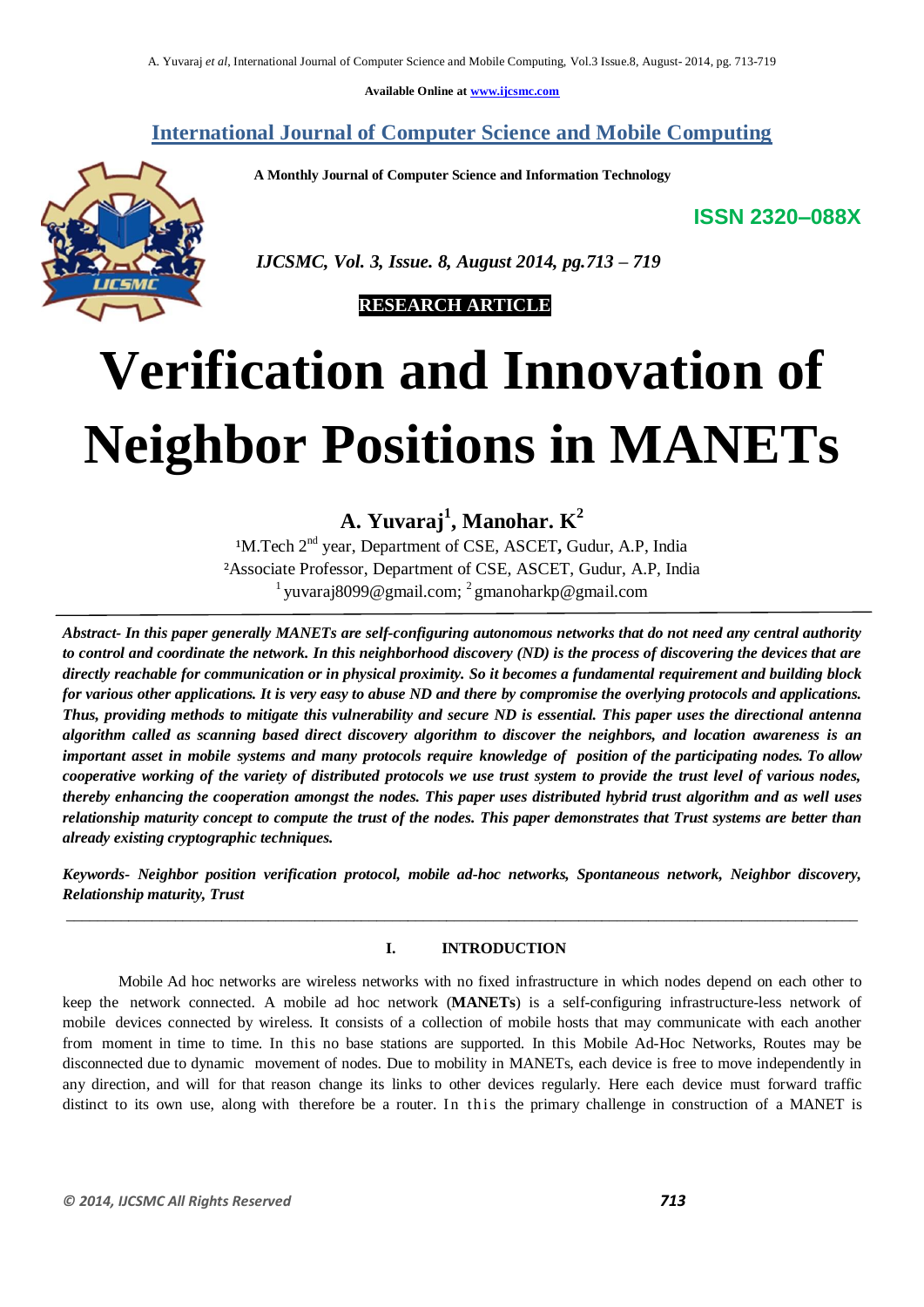Available Online at www.ijcsmc.com

## International Journal of Computer Science and Mobile Computing

**A Monthly Journal of Computer Science and Information Technology**

**ISSN 2320–088X**

*IJCSMC, Vol. 3, Issue. 8, August 2014, pg.713 – 719*

**RESEARCH ARTICLE**

# Verification and Innovation of Neighbor Positions in MANETs

**A. Yuvaraj[1], Manohar. K[2]**

[1]M.Tech 2nd year, Department of CSE, ASCET, Gudur, A.P, India
[2]Associate Professor, Department of CSE, ASCET, Gudur, A.P, India
[1] yuvaraj8099@gmail.com; [2] gmanoharkp@gmail.com

***Abstract- In this paper generally MANETs are self-configuring autonomous networks that do not need any central authority to control and coordinate the network. In this neighborhood discovery (ND) is the process of discovering the devices that are directly reachable for communication or in physical proximity. So it becomes a fundamental requirement and building block for various other applications. It is very easy to abuse ND and there by compromise the overlying protocols and applications. Thus, providing methods to mitigate this vulnerability and secure ND is essential. This paper uses the directional antenna algorithm called as scanning based direct discovery algorithm to discover the neighbors, and location awareness is an important asset in mobile systems and many protocols require knowledge of position of the participating nodes. To allow cooperative working of the variety of distributed protocols we use trust system to provide the trust level of various nodes, thereby enhancing the cooperation amongst the nodes. This paper uses distributed hybrid trust algorithm and as well uses relationship maturity concept to compute the trust of the nodes. This paper demonstrates that Trust systems are better than already existing cryptographic techniques.***

***Keywords- Neighbor position verification protocol, mobile ad-hoc networks, Spontaneous network, Neighbor discovery, Relationship maturity, Trust***

## I. INTRODUCTION

Mobile Ad hoc networks are wireless networks with no fixed infrastructure in which nodes depend on each other to keep the network connected. A mobile ad hoc network (**MANETs**) is a self-configuring infrastructure-less network of mobile devices connected by wireless. It consists of a collection of mobile hosts that may communicate with each another from moment in time to time. In this no base stations are supported. In this Mobile Ad-Hoc Networks, Routes may be disconnected due to dynamic movement of nodes. Due to mobility in MANETs, each device is free to move independently in any direction, and will for that reason change its links to other devices regularly. Here each device must forward traffic distinct to its own use, along with therefore be a router. In this the primary challenge in construction of a MANET is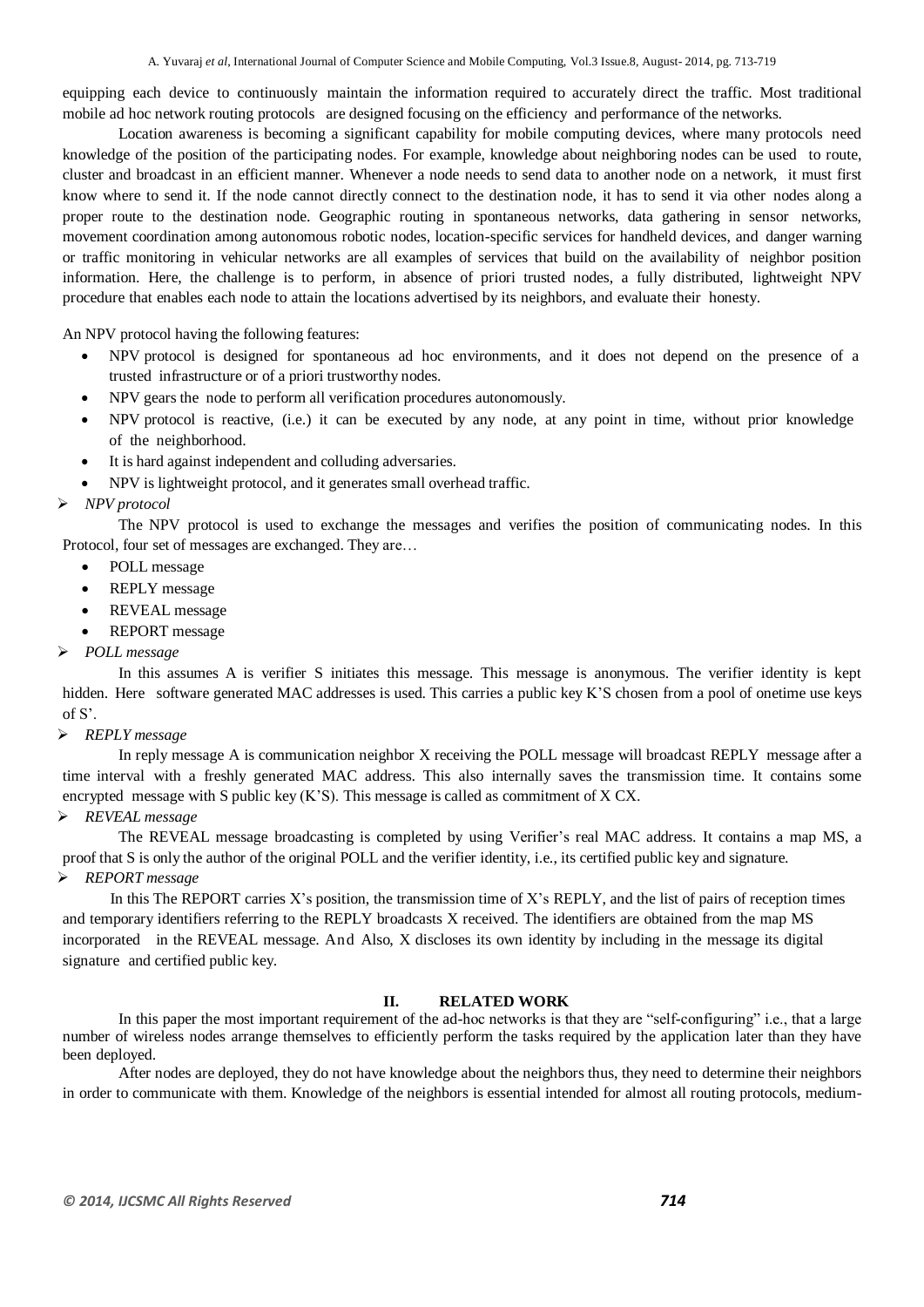equipping each device to continuously maintain the information required to accurately direct the traffic. Most traditional mobile ad hoc network routing protocols are designed focusing on the efficiency and performance of the networks.

Location awareness is becoming a significant capability for mobile computing devices, where many protocols need knowledge of the position of the participating nodes. For example, knowledge about neighboring nodes can be used to route, cluster and broadcast in an efficient manner. Whenever a node needs to send data to another node on a network, it must first know where to send it. If the node cannot directly connect to the destination node, it has to send it via other nodes along a proper route to the destination node. Geographic routing in spontaneous networks, data gathering in sensor networks, movement coordination among autonomous robotic nodes, location-specific services for handheld devices, and danger warning or traffic monitoring in vehicular networks are all examples of services that build on the availability of neighbor position information. Here, the challenge is to perform, in absence of priori trusted nodes, a fully distributed, lightweight NPV procedure that enables each node to attain the locations advertised by its neighbors, and evaluate their honesty.

An NPV protocol having the following features:

- NPV protocol is designed for spontaneous ad hoc environments, and it does not depend on the presence of a trusted infrastructure or of a priori trustworthy nodes.
- NPV gears the node to perform all verification procedures autonomously.
- NPV protocol is reactive, (i.e.) it can be executed by any node, at any point in time, without prior knowledge of the neighborhood.
- It is hard against independent and colluding adversaries.
- NPV is lightweight protocol, and it generates small overhead traffic.

➢ *NPV protocol*

The NPV protocol is used to exchange the messages and verifies the position of communicating nodes. In this Protocol, four set of messages are exchanged. They are…

- POLL message
- REPLY message
- REVEAL message
- REPORT message

➢ *POLL message*

In this assumes A is verifier S initiates this message. This message is anonymous. The verifier identity is kept hidden. Here software generated MAC addresses is used. This carries a public key K'S chosen from a pool of onetime use keys of S'.

➢ *REPLY message*

In reply message A is communication neighbor X receiving the POLL message will broadcast REPLY message after a time interval with a freshly generated MAC address. This also internally saves the transmission time. It contains some encrypted message with S public key (K'S). This message is called as commitment of X CX.

➢ *REVEAL message*

The REVEAL message broadcasting is completed by using Verifier's real MAC address. It contains a map MS, a proof that S is only the author of the original POLL and the verifier identity, i.e., its certified public key and signature.

➢ *REPORT message*

In this The REPORT carries X's position, the transmission time of X's REPLY, and the list of pairs of reception times and temporary identifiers referring to the REPLY broadcasts X received. The identifiers are obtained from the map MS incorporated in the REVEAL message. And Also, X discloses its own identity by including in the message its digital signature and certified public key.

## II. RELATED WORK

In this paper the most important requirement of the ad-hoc networks is that they are "self-configuring" i.e., that a large number of wireless nodes arrange themselves to efficiently perform the tasks required by the application later than they have been deployed.

After nodes are deployed, they do not have knowledge about the neighbors thus, they need to determine their neighbors in order to communicate with them. Knowledge of the neighbors is essential intended for almost all routing protocols, medium-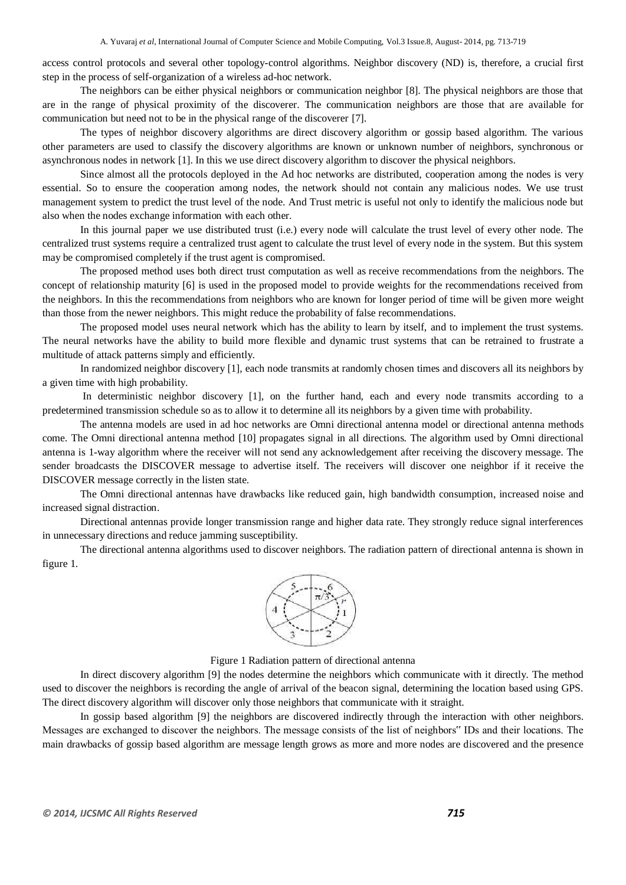access control protocols and several other topology-control algorithms. Neighbor discovery (ND) is, therefore, a crucial first step in the process of self-organization of a wireless ad-hoc network.

The neighbors can be either physical neighbors or communication neighbor [8]. The physical neighbors are those that are in the range of physical proximity of the discoverer. The communication neighbors are those that are available for communication but need not to be in the physical range of the discoverer [7].

The types of neighbor discovery algorithms are direct discovery algorithm or gossip based algorithm. The various other parameters are used to classify the discovery algorithms are known or unknown number of neighbors, synchronous or asynchronous nodes in network [1]. In this we use direct discovery algorithm to discover the physical neighbors.

Since almost all the protocols deployed in the Ad hoc networks are distributed, cooperation among the nodes is very essential. So to ensure the cooperation among nodes, the network should not contain any malicious nodes. We use trust management system to predict the trust level of the node. And Trust metric is useful not only to identify the malicious node but also when the nodes exchange information with each other.

In this journal paper we use distributed trust (i.e.) every node will calculate the trust level of every other node. The centralized trust systems require a centralized trust agent to calculate the trust level of every node in the system. But this system may be compromised completely if the trust agent is compromised.

The proposed method uses both direct trust computation as well as receive recommendations from the neighbors. The concept of relationship maturity [6] is used in the proposed model to provide weights for the recommendations received from the neighbors. In this the recommendations from neighbors who are known for longer period of time will be given more weight than those from the newer neighbors. This might reduce the probability of false recommendations.

The proposed model uses neural network which has the ability to learn by itself, and to implement the trust systems. The neural networks have the ability to build more flexible and dynamic trust systems that can be retrained to frustrate a multitude of attack patterns simply and efficiently.

In randomized neighbor discovery [1], each node transmits at randomly chosen times and discovers all its neighbors by a given time with high probability.

In deterministic neighbor discovery [1], on the further hand, each and every node transmits according to a predetermined transmission schedule so as to allow it to determine all its neighbors by a given time with probability.

The antenna models are used in ad hoc networks are Omni directional antenna model or directional antenna methods come. The Omni directional antenna method [10] propagates signal in all directions. The algorithm used by Omni directional antenna is 1-way algorithm where the receiver will not send any acknowledgement after receiving the discovery message. The sender broadcasts the DISCOVER message to advertise itself. The receivers will discover one neighbor if it receive the DISCOVER message correctly in the listen state.

The Omni directional antennas have drawbacks like reduced gain, high bandwidth consumption, increased noise and increased signal distraction.

Directional antennas provide longer transmission range and higher data rate. They strongly reduce signal interferences in unnecessary directions and reduce jamming susceptibility.

The directional antenna algorithms used to discover neighbors. The radiation pattern of directional antenna is shown in figure 1.

Figure 1 Radiation pattern of directional antenna

In direct discovery algorithm [9] the nodes determine the neighbors which communicate with it directly. The method used to discover the neighbors is recording the angle of arrival of the beacon signal, determining the location based using GPS. The direct discovery algorithm will discover only those neighbors that communicate with it straight.

In gossip based algorithm [9] the neighbors are discovered indirectly through the interaction with other neighbors. Messages are exchanged to discover the neighbors. The message consists of the list of neighbors" IDs and their locations. The main drawbacks of gossip based algorithm are message length grows as more and more nodes are discovered and the presence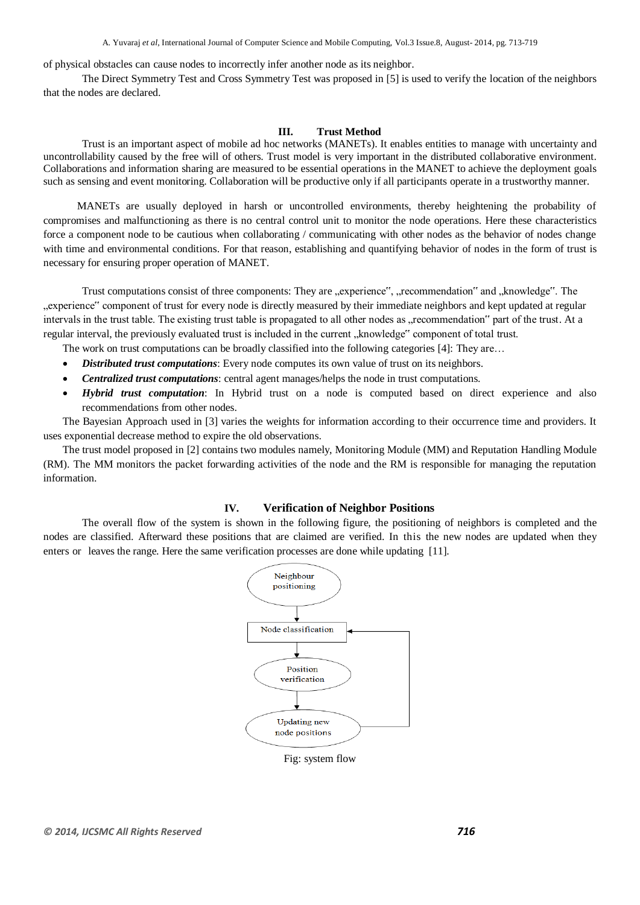of physical obstacles can cause nodes to incorrectly infer another node as its neighbor.

The Direct Symmetry Test and Cross Symmetry Test was proposed in [5] is used to verify the location of the neighbors that the nodes are declared.

## III. Trust Method

Trust is an important aspect of mobile ad hoc networks (MANETs). It enables entities to manage with uncertainty and uncontrollability caused by the free will of others. Trust model is very important in the distributed collaborative environment. Collaborations and information sharing are measured to be essential operations in the MANET to achieve the deployment goals such as sensing and event monitoring. Collaboration will be productive only if all participants operate in a trustworthy manner.

MANETs are usually deployed in harsh or uncontrolled environments, thereby heightening the probability of compromises and malfunctioning as there is no central control unit to monitor the node operations. Here these characteristics force a component node to be cautious when collaborating / communicating with other nodes as the behavior of nodes change with time and environmental conditions. For that reason, establishing and quantifying behavior of nodes in the form of trust is necessary for ensuring proper operation of MANET.

Trust computations consist of three components: They are „experience", „recommendation" and „knowledge". The „experience" component of trust for every node is directly measured by their immediate neighbors and kept updated at regular intervals in the trust table. The existing trust table is propagated to all other nodes as „recommendation" part of the trust. At a regular interval, the previously evaluated trust is included in the current „knowledge" component of total trust.

The work on trust computations can be broadly classified into the following categories [4]: They are…

- ***Distributed trust computations***: Every node computes its own value of trust on its neighbors.
- ***Centralized trust computations***: central agent manages/helps the node in trust computations.
- ***Hybrid trust computation***: In Hybrid trust on a node is computed based on direct experience and also recommendations from other nodes.

The Bayesian Approach used in [3] varies the weights for information according to their occurrence time and providers. It uses exponential decrease method to expire the old observations.

The trust model proposed in [2] contains two modules namely, Monitoring Module (MM) and Reputation Handling Module (RM). The MM monitors the packet forwarding activities of the node and the RM is responsible for managing the reputation information.

## IV. Verification of Neighbor Positions

The overall flow of the system is shown in the following figure, the positioning of neighbors is completed and the nodes are classified. Afterward these positions that are claimed are verified. In this the new nodes are updated when they enters or leaves the range. Here the same verification processes are done while updating [11].

```
Neighbour positioning
        ↓
Node classification  ←──┐
        ↓               │
Position verification   │
        ↓               │
Updating new node positions ─┘
```

Fig: system flow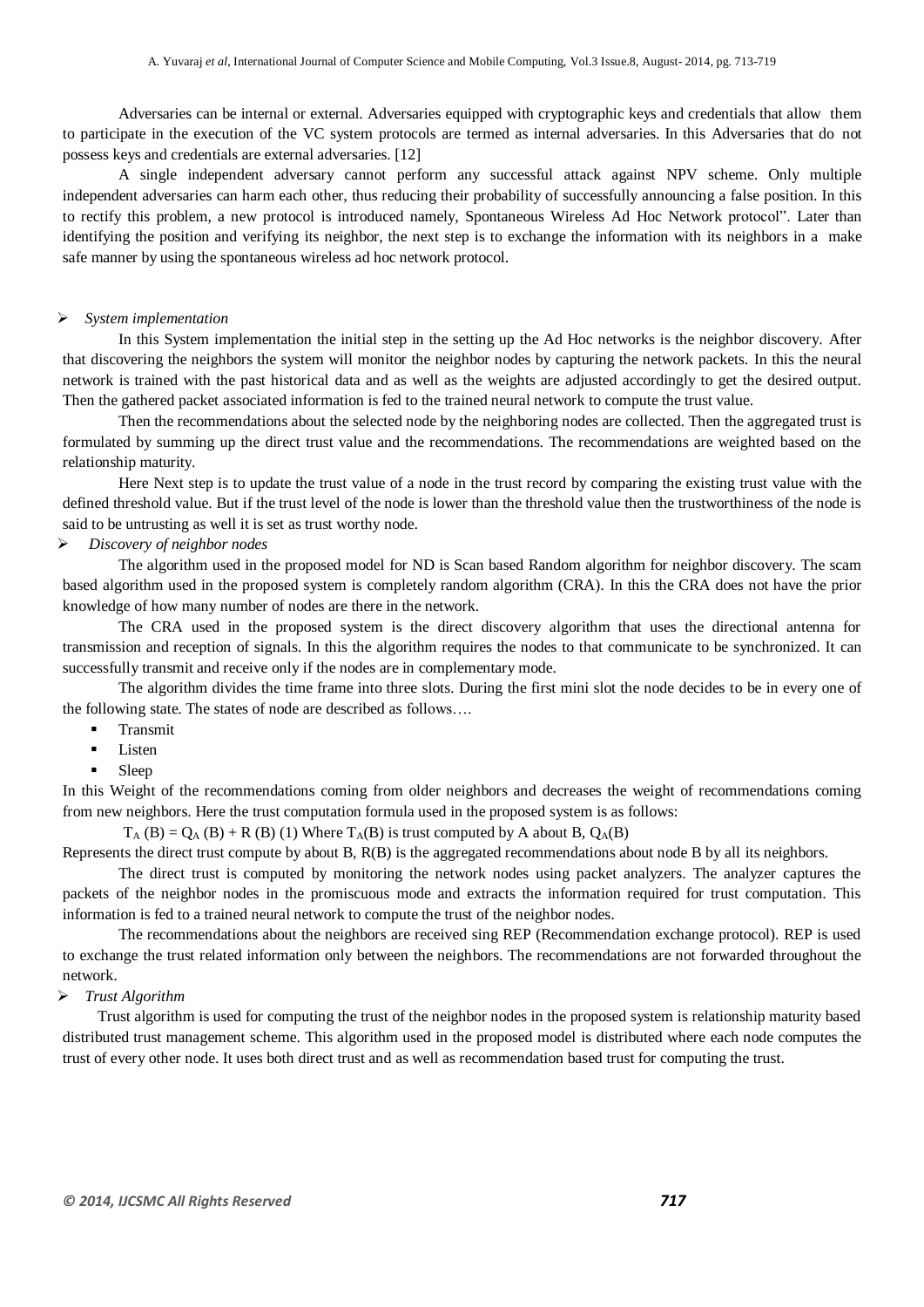Adversaries can be internal or external. Adversaries equipped with cryptographic keys and credentials that allow them to participate in the execution of the VC system protocols are termed as internal adversaries. In this Adversaries that do not possess keys and credentials are external adversaries. [12]

A single independent adversary cannot perform any successful attack against NPV scheme. Only multiple independent adversaries can harm each other, thus reducing their probability of successfully announcing a false position. In this to rectify this problem, a new protocol is introduced namely, Spontaneous Wireless Ad Hoc Network protocol". Later than identifying the position and verifying its neighbor, the next step is to exchange the information with its neighbors in a make safe manner by using the spontaneous wireless ad hoc network protocol.

- *System implementation*

In this System implementation the initial step in the setting up the Ad Hoc networks is the neighbor discovery. After that discovering the neighbors the system will monitor the neighbor nodes by capturing the network packets. In this the neural network is trained with the past historical data and as well as the weights are adjusted accordingly to get the desired output. Then the gathered packet associated information is fed to the trained neural network to compute the trust value.

Then the recommendations about the selected node by the neighboring nodes are collected. Then the aggregated trust is formulated by summing up the direct trust value and the recommendations. The recommendations are weighted based on the relationship maturity.

Here Next step is to update the trust value of a node in the trust record by comparing the existing trust value with the defined threshold value. But if the trust level of the node is lower than the threshold value then the trustworthiness of the node is said to be untrusting as well it is set as trust worthy node.

- *Discovery of neighbor nodes*

The algorithm used in the proposed model for ND is Scan based Random algorithm for neighbor discovery. The scam based algorithm used in the proposed system is completely random algorithm (CRA). In this the CRA does not have the prior knowledge of how many number of nodes are there in the network.

The CRA used in the proposed system is the direct discovery algorithm that uses the directional antenna for transmission and reception of signals. In this the algorithm requires the nodes to that communicate to be synchronized. It can successfully transmit and receive only if the nodes are in complementary mode.

The algorithm divides the time frame into three slots. During the first mini slot the node decides to be in every one of the following state. The states of node are described as follows….

- Transmit
- Listen
- Sleep

In this Weight of the recommendations coming from older neighbors and decreases the weight of recommendations coming from new neighbors. Here the trust computation formula used in the proposed system is as follows:

$T_A(B) = Q_A(B) + R(B)$ (1) Where $T_A(B)$ is trust computed by A about B, $Q_A(B)$

Represents the direct trust compute by about B, R(B) is the aggregated recommendations about node B by all its neighbors.

The direct trust is computed by monitoring the network nodes using packet analyzers. The analyzer captures the packets of the neighbor nodes in the promiscuous mode and extracts the information required for trust computation. This information is fed to a trained neural network to compute the trust of the neighbor nodes.

The recommendations about the neighbors are received sing REP (Recommendation exchange protocol). REP is used to exchange the trust related information only between the neighbors. The recommendations are not forwarded throughout the network.

- *Trust Algorithm*

Trust algorithm is used for computing the trust of the neighbor nodes in the proposed system is relationship maturity based distributed trust management scheme. This algorithm used in the proposed model is distributed where each node computes the trust of every other node. It uses both direct trust and as well as recommendation based trust for computing the trust.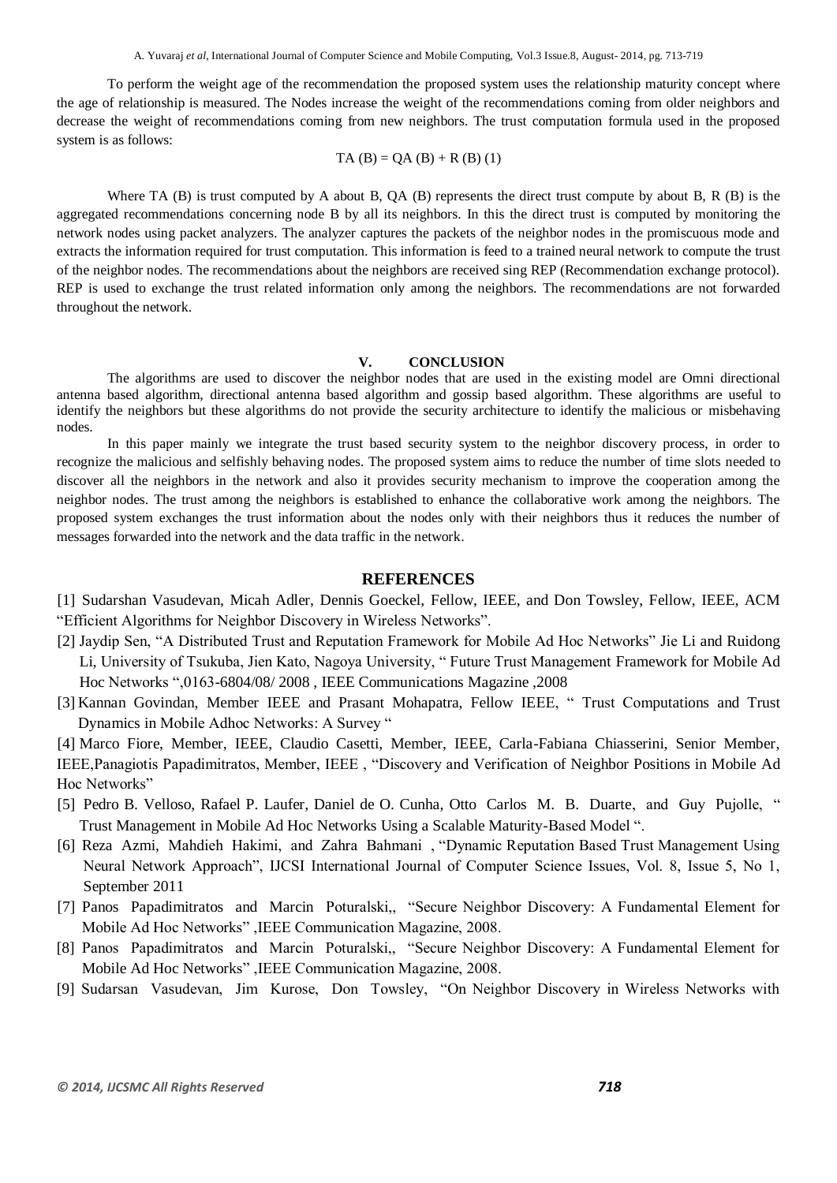To perform the weight age of the recommendation the proposed system uses the relationship maturity concept where the age of relationship is measured. The Nodes increase the weight of the recommendations coming from older neighbors and decrease the weight of recommendations coming from new neighbors. The trust computation formula used in the proposed system is as follows:

$$TA(B) = QA(B) + R(B) \quad (1)$$

Where TA (B) is trust computed by A about B, QA (B) represents the direct trust compute by about B, R (B) is the aggregated recommendations concerning node B by all its neighbors. In this the direct trust is computed by monitoring the network nodes using packet analyzers. The analyzer captures the packets of the neighbor nodes in the promiscuous mode and extracts the information required for trust computation. This information is feed to a trained neural network to compute the trust of the neighbor nodes. The recommendations about the neighbors are received sing REP (Recommendation exchange protocol). REP is used to exchange the trust related information only among the neighbors. The recommendations are not forwarded throughout the network.

## V. CONCLUSION

The algorithms are used to discover the neighbor nodes that are used in the existing model are Omni directional antenna based algorithm, directional antenna based algorithm and gossip based algorithm. These algorithms are useful to identify the neighbors but these algorithms do not provide the security architecture to identify the malicious or misbehaving nodes.

In this paper mainly we integrate the trust based security system to the neighbor discovery process, in order to recognize the malicious and selfishly behaving nodes. The proposed system aims to reduce the number of time slots needed to discover all the neighbors in the network and also it provides security mechanism to improve the cooperation among the neighbor nodes. The trust among the neighbors is established to enhance the collaborative work among the neighbors. The proposed system exchanges the trust information about the nodes only with their neighbors thus it reduces the number of messages forwarded into the network and the data traffic in the network.

## REFERENCES

[1] Sudarshan Vasudevan, Micah Adler, Dennis Goeckel, Fellow, IEEE, and Don Towsley, Fellow, IEEE, ACM "Efficient Algorithms for Neighbor Discovery in Wireless Networks".

[2] Jaydip Sen, "A Distributed Trust and Reputation Framework for Mobile Ad Hoc Networks" Jie Li and Ruidong Li, University of Tsukuba, Jien Kato, Nagoya University, " Future Trust Management Framework for Mobile Ad Hoc Networks ",0163-6804/08/ 2008 , IEEE Communications Magazine ,2008

[3] Kannan Govindan, Member IEEE and Prasant Mohapatra, Fellow IEEE, " Trust Computations and Trust Dynamics in Mobile Adhoc Networks: A Survey "

[4] Marco Fiore, Member, IEEE, Claudio Casetti, Member, IEEE, Carla-Fabiana Chiasserini, Senior Member, IEEE,Panagiotis Papadimitratos, Member, IEEE , "Discovery and Verification of Neighbor Positions in Mobile Ad Hoc Networks"

[5] Pedro B. Velloso, Rafael P. Laufer, Daniel de O. Cunha, Otto Carlos M. B. Duarte, and Guy Pujolle, " Trust Management in Mobile Ad Hoc Networks Using a Scalable Maturity-Based Model ".

[6] Reza Azmi, Mahdieh Hakimi, and Zahra Bahmani , "Dynamic Reputation Based Trust Management Using Neural Network Approach", IJCSI International Journal of Computer Science Issues, Vol. 8, Issue 5, No 1, September 2011

[7] Panos Papadimitratos and Marcin Poturalski,, "Secure Neighbor Discovery: A Fundamental Element for Mobile Ad Hoc Networks" ,IEEE Communication Magazine, 2008.

[8] Panos Papadimitratos and Marcin Poturalski,, "Secure Neighbor Discovery: A Fundamental Element for Mobile Ad Hoc Networks" ,IEEE Communication Magazine, 2008.

[9] Sudarsan Vasudevan, Jim Kurose, Don Towsley, "On Neighbor Discovery in Wireless Networks with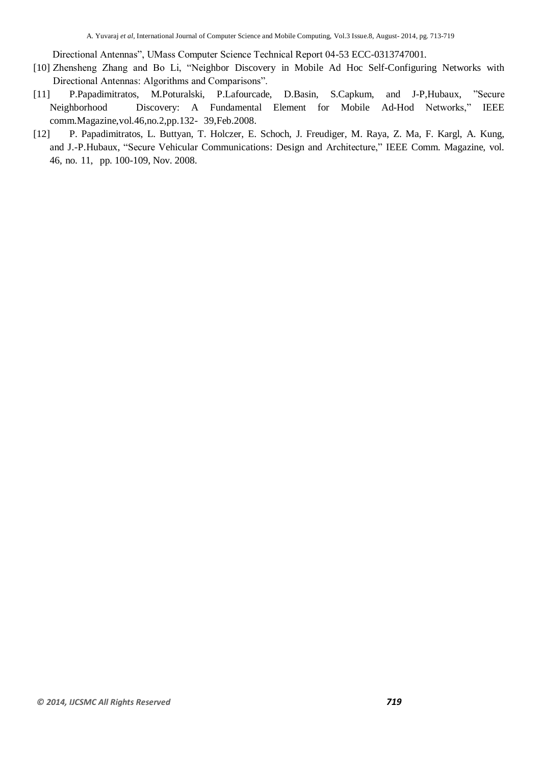Directional Antennas", UMass Computer Science Technical Report 04-53 ECC-0313747001.

[10] Zhensheng Zhang and Bo Li, "Neighbor Discovery in Mobile Ad Hoc Self-Configuring Networks with Directional Antennas: Algorithms and Comparisons".

[11] P.Papadimitratos, M.Poturalski, P.Lafourcade, D.Basin, S.Capkum, and J-P,Hubaux, "Secure Neighborhood Discovery: A Fundamental Element for Mobile Ad-Hod Networks," IEEE comm.Magazine,vol.46,no.2,pp.132- 39,Feb.2008.

[12] P. Papadimitratos, L. Buttyan, T. Holczer, E. Schoch, J. Freudiger, M. Raya, Z. Ma, F. Kargl, A. Kung, and J.-P.Hubaux, "Secure Vehicular Communications: Design and Architecture," IEEE Comm. Magazine, vol. 46, no. 11, pp. 100-109, Nov. 2008.